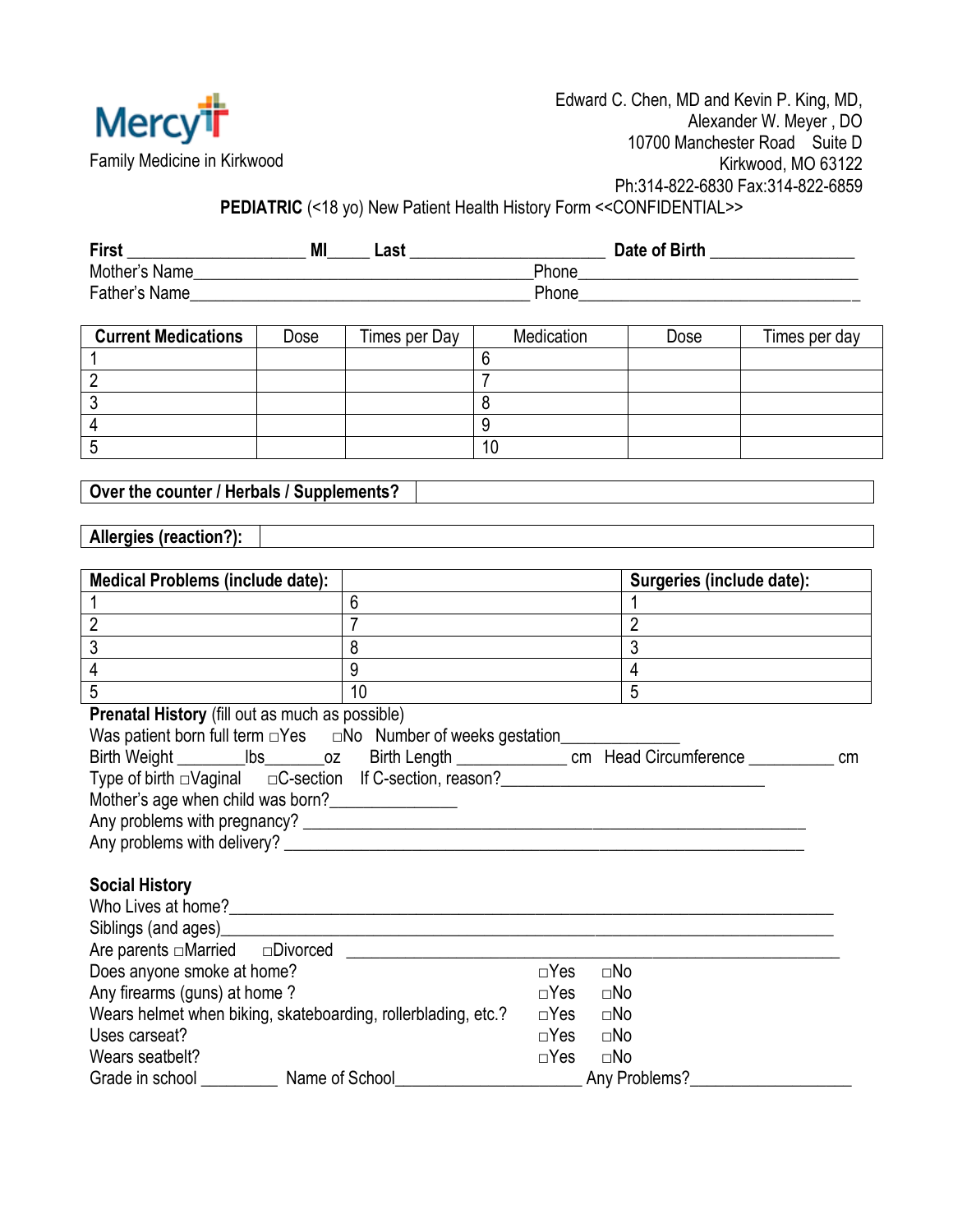Mercy

Family Medicine in Kirkwood

Edward C. Chen, MD and Kevin P. King, MD,
Alexander W. Meyer , DO
10700 Manchester Road Suite D
Kirkwood, MO 63122
Ph:314-822-6830 Fax:314-822-6859

**PEDIATRIC** (<18 yo) New Patient Health History Form <<CONFIDENTIAL>>

**First** ____________________ **MI**_____ **Last** ______________________ **Date of Birth** ________________
Mother's Name______________________________________Phone_______________________________
Father's Name______________________________________ Phone_______________________________

| **Current Medications** | Dose | Times per Day | Medication | Dose | Times per day |
|---|---|---|---|---|---|
| 1 | | | 6 | | |
| 2 | | | 7 | | |
| 3 | | | 8 | | |
| 4 | | | 9 | | |
| 5 | | | 10 | | |

| **Over the counter / Herbals / Supplements?** | |
|---|---|

| **Allergies (reaction?):** | |
|---|---|

| **Medical Problems (include date):** | | **Surgeries (include date):** |
|---|---|---|
| 1 | 6 | 1 |
| 2 | 7 | 2 |
| 3 | 8 | 3 |
| 4 | 9 | 4 |
| 5 | 10 | 5 |

**Prenatal History** (fill out as much as possible)
Was patient born full term □Yes □No Number of weeks gestation_____________
Birth Weight ________lbs_______oz Birth Length ____________ cm Head Circumference __________ cm
Type of birth □Vaginal □C-section If C-section, reason?______________________________
Mother's age when child was born?______________
Any problems with pregnancy? __________________________________________________________
Any problems with delivery? ___________________________________________________________

**Social History**
Who Lives at home?__________________________________________________________________
Siblings (and ages)__________________________________________________________________
Are parents □Married □Divorced _____________________________________________________
Does anyone smoke at home? □Yes □No
Any firearms (guns) at home ? □Yes □No
Wears helmet when biking, skateboarding, rollerblading, etc.? □Yes □No
Uses carseat? □Yes □No
Wears seatbelt? □Yes □No
Grade in school _________ Name of School_____________________ Any Problems?__________________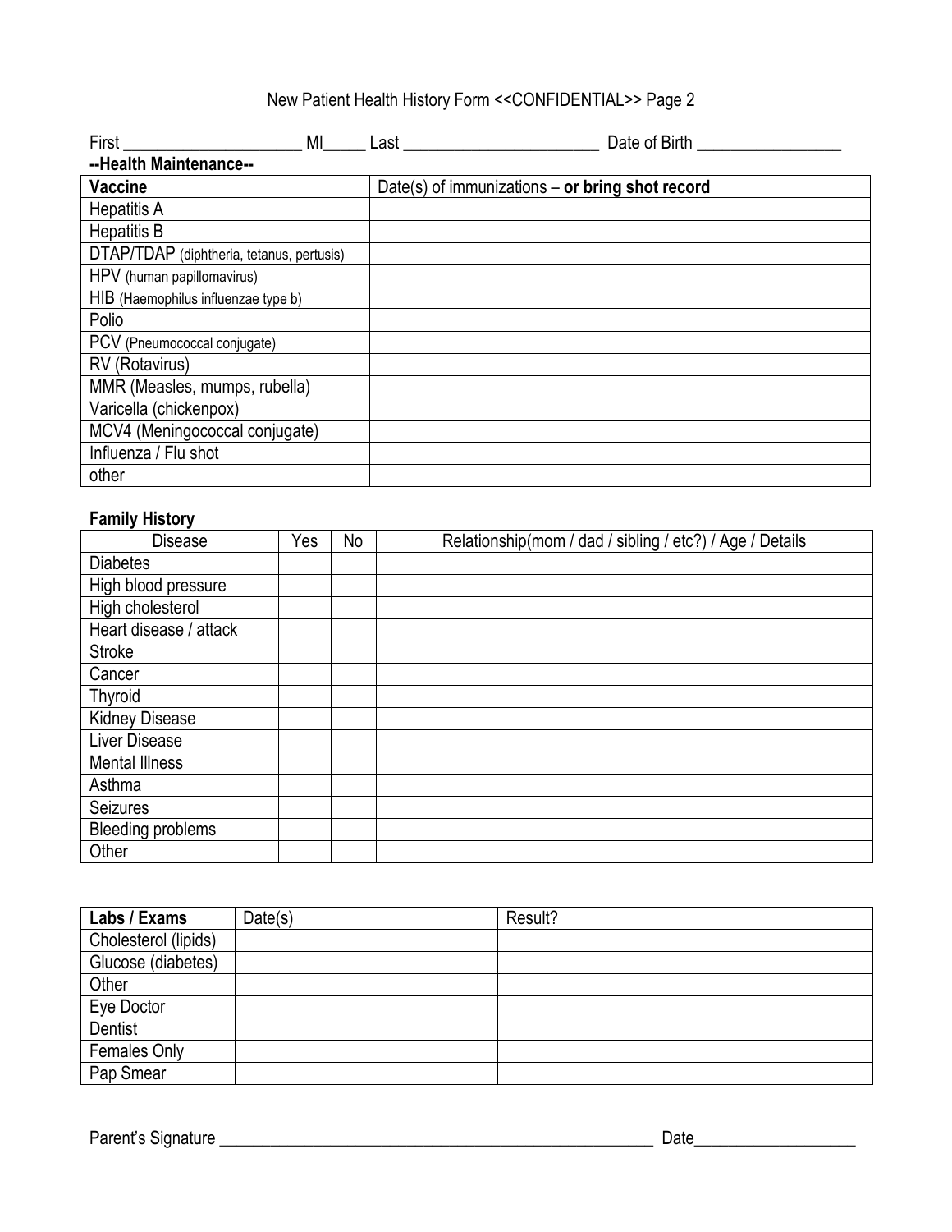New Patient Health History Form <<CONFIDENTIAL>> Page 2

First ____________________ MI_____ Last ______________________ Date of Birth ________________

**--Health Maintenance--**

| **Vaccine** | Date(s) of immunizations – **or bring shot record** |
|---|---|
| Hepatitis A | |
| Hepatitis B | |
| DTAP/TDAP (diphtheria, tetanus, pertusis) | |
| HPV (human papillomavirus) | |
| HIB (Haemophilus influenzae type b) | |
| Polio | |
| PCV (Pneumococcal conjugate) | |
| RV (Rotavirus) | |
| MMR (Measles, mumps, rubella) | |
| Varicella (chickenpox) | |
| MCV4 (Meningococcal conjugate) | |
| Influenza / Flu shot | |
| other | |

**Family History**

| Disease | Yes | No | Relationship(mom / dad / sibling / etc?) / Age / Details |
|---|---|---|---|
| Diabetes | | | |
| High blood pressure | | | |
| High cholesterol | | | |
| Heart disease / attack | | | |
| Stroke | | | |
| Cancer | | | |
| Thyroid | | | |
| Kidney Disease | | | |
| Liver Disease | | | |
| Mental Illness | | | |
| Asthma | | | |
| Seizures | | | |
| Bleeding problems | | | |
| Other | | | |

| **Labs / Exams** | Date(s) | Result? |
|---|---|---|
| Cholesterol (lipids) | | |
| Glucose (diabetes) | | |
| Other | | |
| Eye Doctor | | |
| Dentist | | |
| Females Only | | |
| Pap Smear | | |

Parent's Signature ______________________________________________ Date__________________